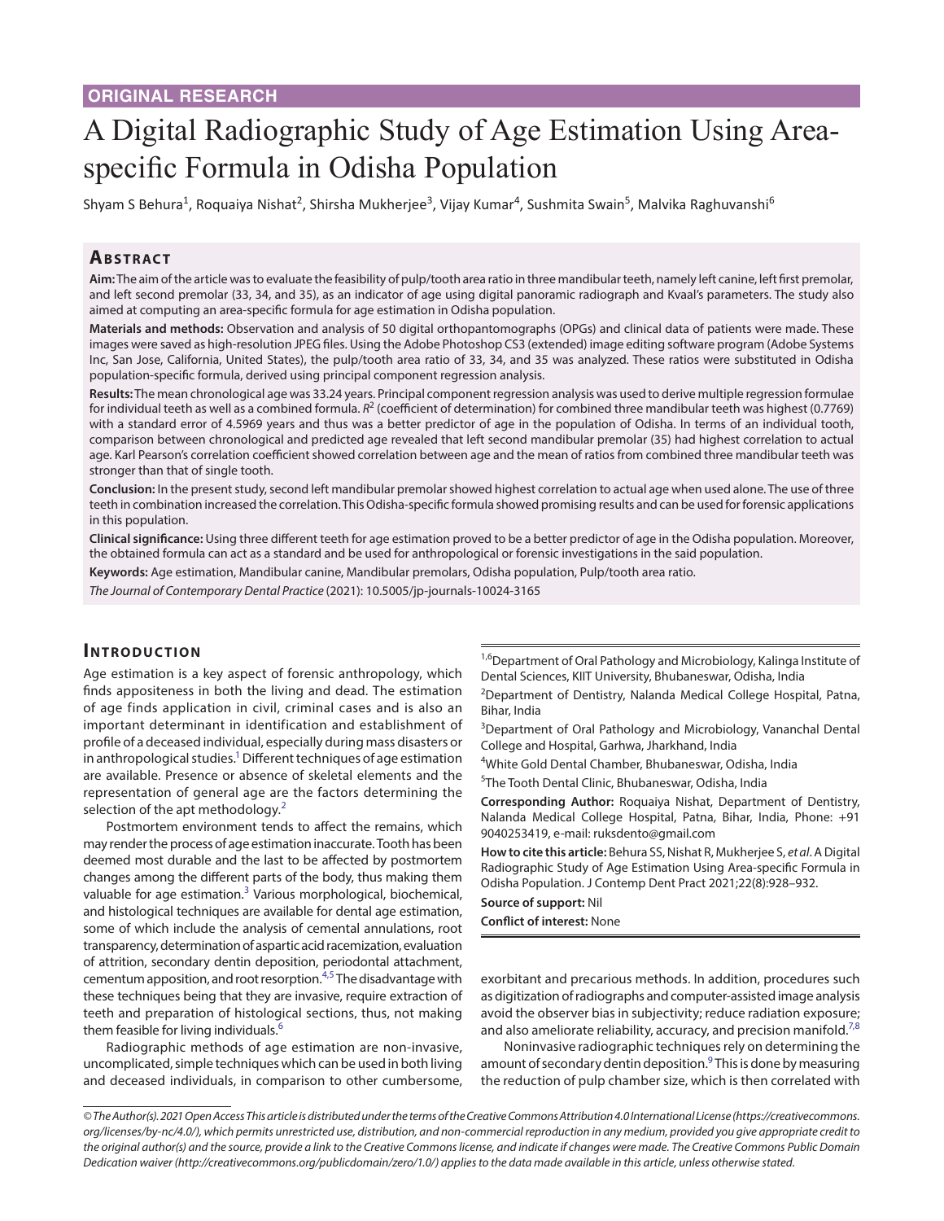ORIGINAL RESEARCH

# A Digital Radiographic Study of Age Estimation Using Area-specific Formula in Odisha Population

Shyam S Behura[1], Roquaiya Nishat[2], Shirsha Mukherjee[3], Vijay Kumar[4], Sushmita Swain[5], Malvika Raghuvanshi[6]

## Abstract

**Aim:** The aim of the article was to evaluate the feasibility of pulp/tooth area ratio in three mandibular teeth, namely left canine, left first premolar, and left second premolar (33, 34, and 35), as an indicator of age using digital panoramic radiograph and Kvaal's parameters. The study also aimed at computing an area-specific formula for age estimation in Odisha population.

**Materials and methods:** Observation and analysis of 50 digital orthopantomographs (OPGs) and clinical data of patients were made. These images were saved as high-resolution JPEG files. Using the Adobe Photoshop CS3 (extended) image editing software program (Adobe Systems Inc, San Jose, California, United States), the pulp/tooth area ratio of 33, 34, and 35 was analyzed. These ratios were substituted in Odisha population-specific formula, derived using principal component regression analysis.

**Results:** The mean chronological age was 33.24 years. Principal component regression analysis was used to derive multiple regression formulae for individual teeth as well as a combined formula. $R^2$ (coefficient of determination) for combined three mandibular teeth was highest (0.7769) with a standard error of 4.5969 years and thus was a better predictor of age in the population of Odisha. In terms of an individual tooth, comparison between chronological and predicted age revealed that left second mandibular premolar (35) had highest correlation to actual age. Karl Pearson's correlation coefficient showed correlation between age and the mean of ratios from combined three mandibular teeth was stronger than that of single tooth.

**Conclusion:** In the present study, second left mandibular premolar showed highest correlation to actual age when used alone. The use of three teeth in combination increased the correlation. This Odisha-specific formula showed promising results and can be used for forensic applications in this population.

**Clinical significance:** Using three different teeth for age estimation proved to be a better predictor of age in the Odisha population. Moreover, the obtained formula can act as a standard and be used for anthropological or forensic investigations in the said population.

**Keywords:** Age estimation, Mandibular canine, Mandibular premolars, Odisha population, Pulp/tooth area ratio.

*The Journal of Contemporary Dental Practice* (2021): 10.5005/jp-journals-10024-3165

## Introduction

Age estimation is a key aspect of forensic anthropology, which finds appositeness in both the living and dead. The estimation of age finds application in civil, criminal cases and is also an important determinant in identification and establishment of profile of a deceased individual, especially during mass disasters or in anthropological studies.[1] Different techniques of age estimation are available. Presence or absence of skeletal elements and the representation of general age are the factors determining the selection of the apt methodology.[2]

Postmortem environment tends to affect the remains, which may render the process of age estimation inaccurate. Tooth has been deemed most durable and the last to be affected by postmortem changes among the different parts of the body, thus making them valuable for age estimation.[3] Various morphological, biochemical, and histological techniques are available for dental age estimation, some of which include the analysis of cemental annulations, root transparency, determination of aspartic acid racemization, evaluation of attrition, secondary dentin deposition, periodontal attachment, cementum apposition, and root resorption.[4,5] The disadvantage with these techniques being that they are invasive, require extraction of teeth and preparation of histological sections, thus, not making them feasible for living individuals.[6]

Radiographic methods of age estimation are non-invasive, uncomplicated, simple techniques which can be used in both living and deceased individuals, in comparison to other cumbersome, exorbitant and precarious methods. In addition, procedures such as digitization of radiographs and computer-assisted image analysis avoid the observer bias in subjectivity; reduce radiation exposure; and also ameliorate reliability, accuracy, and precision manifold.[7,8]

Noninvasive radiographic techniques rely on determining the amount of secondary dentin deposition.[9] This is done by measuring the reduction of pulp chamber size, which is then correlated with

[1,6]Department of Oral Pathology and Microbiology, Kalinga Institute of Dental Sciences, KIIT University, Bhubaneswar, Odisha, India

[2]Department of Dentistry, Nalanda Medical College Hospital, Patna, Bihar, India

[3]Department of Oral Pathology and Microbiology, Vananchal Dental College and Hospital, Garhwa, Jharkhand, India

[4]White Gold Dental Chamber, Bhubaneswar, Odisha, India

[5]The Tooth Dental Clinic, Bhubaneswar, Odisha, India

**Corresponding Author:** Roquaiya Nishat, Department of Dentistry, Nalanda Medical College Hospital, Patna, Bihar, India, Phone: +91 9040253419, e-mail: ruksdento@gmail.com

**How to cite this article:** Behura SS, Nishat R, Mukherjee S, *et al*. A Digital Radiographic Study of Age Estimation Using Area-specific Formula in Odisha Population. J Contemp Dent Pract 2021;22(8):928–932.

**Source of support:** Nil

**Conflict of interest:** None

*© The Author(s). 2021 Open Access This article is distributed under the terms of the Creative Commons Attribution 4.0 International License (https://creativecommons.org/licenses/by-nc/4.0/), which permits unrestricted use, distribution, and non-commercial reproduction in any medium, provided you give appropriate credit to the original author(s) and the source, provide a link to the Creative Commons license, and indicate if changes were made. The Creative Commons Public Domain Dedication waiver (http://creativecommons.org/publicdomain/zero/1.0/) applies to the data made available in this article, unless otherwise stated.*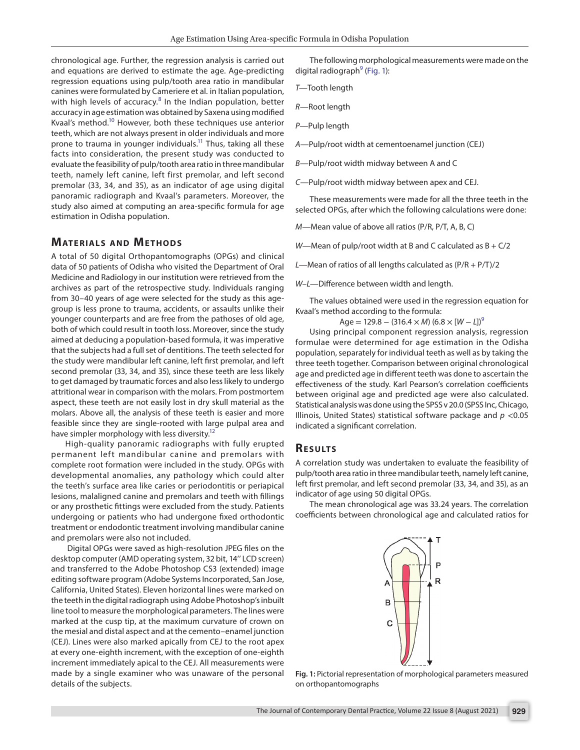chronological age. Further, the regression analysis is carried out and equations are derived to estimate the age. Age-predicting regression equations using pulp/tooth area ratio in mandibular canines were formulated by Cameriere et al. in Italian population, with high levels of accuracy.[8] In the Indian population, better accuracy in age estimation was obtained by Saxena using modified Kvaal's method.[10] However, both these techniques use anterior teeth, which are not always present in older individuals and more prone to trauma in younger individuals.[11] Thus, taking all these facts into consideration, the present study was conducted to evaluate the feasibility of pulp/tooth area ratio in three mandibular teeth, namely left canine, left first premolar, and left second premolar (33, 34, and 35), as an indicator of age using digital panoramic radiograph and Kvaal's parameters. Moreover, the study also aimed at computing an area-specific formula for age estimation in Odisha population.

## Materials and Methods

A total of 50 digital Orthopantomographs (OPGs) and clinical data of 50 patients of Odisha who visited the Department of Oral Medicine and Radiology in our institution were retrieved from the archives as part of the retrospective study. Individuals ranging from 30–40 years of age were selected for the study as this age-group is less prone to trauma, accidents, or assaults unlike their younger counterparts and are free from the pathoses of old age, both of which could result in tooth loss. Moreover, since the study aimed at deducing a population-based formula, it was imperative that the subjects had a full set of dentitions. The teeth selected for the study were mandibular left canine, left first premolar, and left second premolar (33, 34, and 35), since these teeth are less likely to get damaged by traumatic forces and also less likely to undergo attritional wear in comparison with the molars. From postmortem aspect, these teeth are not easily lost in dry skull material as the molars. Above all, the analysis of these teeth is easier and more feasible since they are single-rooted with large pulpal area and have simpler morphology with less diversity.[12]

High-quality panoramic radiographs with fully erupted permanent left mandibular canine and premolars with complete root formation were included in the study. OPGs with developmental anomalies, any pathology which could alter the teeth's surface area like caries or periodontitis or periapical lesions, malaligned canine and premolars and teeth with fillings or any prosthetic fittings were excluded from the study. Patients undergoing or patients who had undergone fixed orthodontic treatment or endodontic treatment involving mandibular canine and premolars were also not included.

Digital OPGs were saved as high-resolution JPEG files on the desktop computer (AMD operating system, 32 bit, 14'' LCD screen) and transferred to the Adobe Photoshop CS3 (extended) image editing software program (Adobe Systems Incorporated, San Jose, California, United States). Eleven horizontal lines were marked on the teeth in the digital radiograph using Adobe Photoshop's inbuilt line tool to measure the morphological parameters. The lines were marked at the cusp tip, at the maximum curvature of crown on the mesial and distal aspect and at the cemento–enamel junction (CEJ). Lines were also marked apically from CEJ to the root apex at every one-eighth increment, with the exception of one-eighth increment immediately apical to the CEJ. All measurements were made by a single examiner who was unaware of the personal details of the subjects.

The following morphological measurements were made on the digital radiograph[9] (Fig. 1):

*T*—Tooth length

*R*—Root length

*P*—Pulp length

*A*—Pulp/root width at cementoenamel junction (CEJ)

*B*—Pulp/root width midway between A and C

*C*—Pulp/root width midway between apex and CEJ.

These measurements were made for all the three teeth in the selected OPGs, after which the following calculations were done:

*M*—Mean value of above all ratios (P/R, P/T, A, B, C)

*W*—Mean of pulp/root width at B and C calculated as B + C/2

*L*—Mean of ratios of all lengths calculated as (P/R + P/T)/2

*W–L*—Difference between width and length.

The values obtained were used in the regression equation for Kvaal's method according to the formula:

$$\text{Age} = 129.8 - (316.4 \times M)\ (6.8 \times [W - L])$$[9]

Using principal component regression analysis, regression formulae were determined for age estimation in the Odisha population, separately for individual teeth as well as by taking the three teeth together. Comparison between original chronological age and predicted age in different teeth was done to ascertain the effectiveness of the study. Karl Pearson's correlation coefficients between original age and predicted age were also calculated. Statistical analysis was done using the SPSS v 20.0 (SPSS Inc, Chicago, Illinois, United States) statistical software package and $p < 0.05$ indicated a significant correlation.

## Results

A correlation study was undertaken to evaluate the feasibility of pulp/tooth area ratio in three mandibular teeth, namely left canine, left first premolar, and left second premolar (33, 34, and 35), as an indicator of age using 50 digital OPGs.

The mean chronological age was 33.24 years. The correlation coefficients between chronological age and calculated ratios for

**Fig. 1:** Pictorial representation of morphological parameters measured on orthopantomographs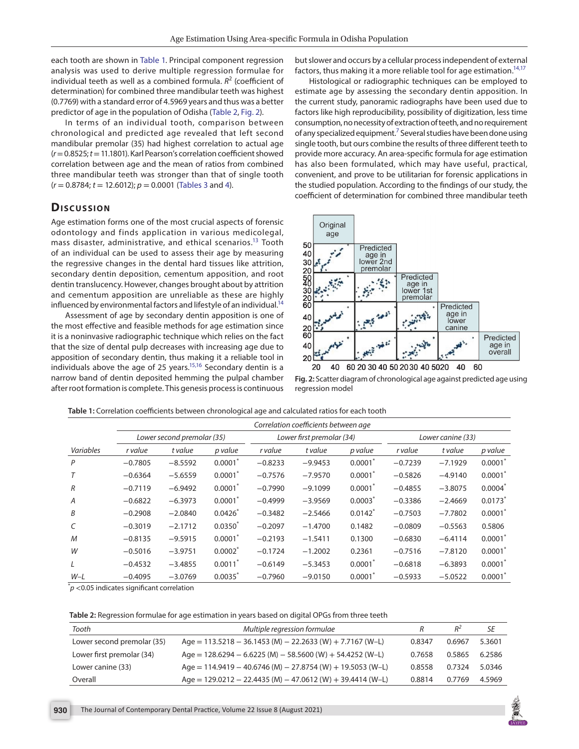each tooth are shown in Table 1. Principal component regression analysis was used to derive multiple regression formulae for individual teeth as well as a combined formula. $R^2$ (coefficient of determination) for combined three mandibular teeth was highest (0.7769) with a standard error of 4.5969 years and thus was a better predictor of age in the population of Odisha (Table 2, Fig. 2).

In terms of an individual tooth, comparison between chronological and predicted age revealed that left second mandibular premolar (35) had highest correlation to actual age ($r = 0.8525$; $t = 11.1801$). Karl Pearson's correlation coefficient showed correlation between age and the mean of ratios from combined three mandibular teeth was stronger than that of single tooth ($r = 0.8784$; $t = 12.6012$); $p = 0.0001$ (Tables 3 and 4).

## Discussion

Age estimation forms one of the most crucial aspects of forensic odontology and finds application in various medicolegal, mass disaster, administrative, and ethical scenarios.[13] Tooth of an individual can be used to assess their age by measuring the regressive changes in the dental hard tissues like attrition, secondary dentin deposition, cementum apposition, and root dentin translucency. However, changes brought about by attrition and cementum apposition are unreliable as these are highly influenced by environmental factors and lifestyle of an individual.[14]

Assessment of age by secondary dentin apposition is one of the most effective and feasible methods for age estimation since it is a noninvasive radiographic technique which relies on the fact that the size of dental pulp decreases with increasing age due to apposition of secondary dentin, thus making it a reliable tool in individuals above the age of 25 years.[15,16] Secondary dentin is a narrow band of dentin deposited hemming the pulpal chamber after root formation is complete. This genesis process is continuous but slower and occurs by a cellular process independent of external factors, thus making it a more reliable tool for age estimation.[14,17]

Histological or radiographic techniques can be employed to estimate age by assessing the secondary dentin apposition. In the current study, panoramic radiographs have been used due to factors like high reproducibility, possibility of digitization, less time consumption, no necessity of extraction of teeth, and no requirement of any specialized equipment.[7] Several studies have been done using single tooth, but ours combine the results of three different teeth to provide more accuracy. An area-specific formula for age estimation has also been formulated, which may have useful, practical, convenient, and prove to be utilitarian for forensic applications in the studied population. According to the findings of our study, the coefficient of determination for combined three mandibular teeth

Fig. 2: Scatter diagram of chronological age against predicted age using regression model

Table 1: Correlation coefficients between chronological age and calculated ratios for each tooth

| | Correlation coefficients between age | | | | | | | | |
|---|---|---|---|---|---|---|---|---|---|
| | Lower second premolar (35) | | | Lower first premolar (34) | | | Lower canine (33) | | |
| Variables | r value | t value | p value | r value | t value | p value | r value | t value | p value |
| P | −0.7805 | −8.5592 | 0.0001* | −0.8233 | −9.9453 | 0.0001* | −0.7239 | −7.1929 | 0.0001* |
| T | −0.6364 | −5.6559 | 0.0001* | −0.7576 | −7.9570 | 0.0001* | −0.5826 | −4.9140 | 0.0001* |
| R | −0.7119 | −6.9492 | 0.0001* | −0.7990 | −9.1099 | 0.0001* | −0.4855 | −3.8075 | 0.0004* |
| A | −0.6822 | −6.3973 | 0.0001* | −0.4999 | −3.9569 | 0.0003* | −0.3386 | −2.4669 | 0.0173* |
| B | −0.2908 | −2.0840 | 0.0426* | −0.3482 | −2.5466 | 0.0142* | −0.7503 | −7.7802 | 0.0001* |
| C | −0.3019 | −2.1712 | 0.0350* | −0.2097 | −1.4700 | 0.1482 | −0.0809 | −0.5563 | 0.5806 |
| M | −0.8135 | −9.5915 | 0.0001* | −0.2193 | −1.5411 | 0.1300 | −0.6830 | −6.4114 | 0.0001* |
| W | −0.5016 | −3.9751 | 0.0002* | −0.1724 | −1.2002 | 0.2361 | −0.7516 | −7.8120 | 0.0001* |
| L | −0.4532 | −3.4855 | 0.0011* | −0.6149 | −5.3453 | 0.0001* | −0.6818 | −6.3893 | 0.0001* |
| W–L | −0.4095 | −3.0769 | 0.0035* | −0.7960 | −9.0150 | 0.0001* | −0.5933 | −5.0522 | 0.0001* |

*$p < 0.05$ indicates significant correlation

Table 2: Regression formulae for age estimation in years based on digital OPGs from three teeth

| Tooth | Multiple regression formulae | R | $R^2$ | SE |
|---|---|---|---|---|
| Lower second premolar (35) | Age = 113.5218 − 36.1453 (M) − 22.2633 (W) + 7.7167 (W–L) | 0.8347 | 0.6967 | 5.3601 |
| Lower first premolar (34) | Age = 128.6294 − 6.6225 (M) − 58.5600 (W) + 54.4252 (W–L) | 0.7658 | 0.5865 | 6.2586 |
| Lower canine (33) | Age = 114.9419 − 40.6746 (M) − 27.8754 (W) + 19.5053 (W–L) | 0.8558 | 0.7324 | 5.0346 |
| Overall | Age = 129.0212 − 22.4435 (M) − 47.0612 (W) + 39.4414 (W–L) | 0.8814 | 0.7769 | 4.5969 |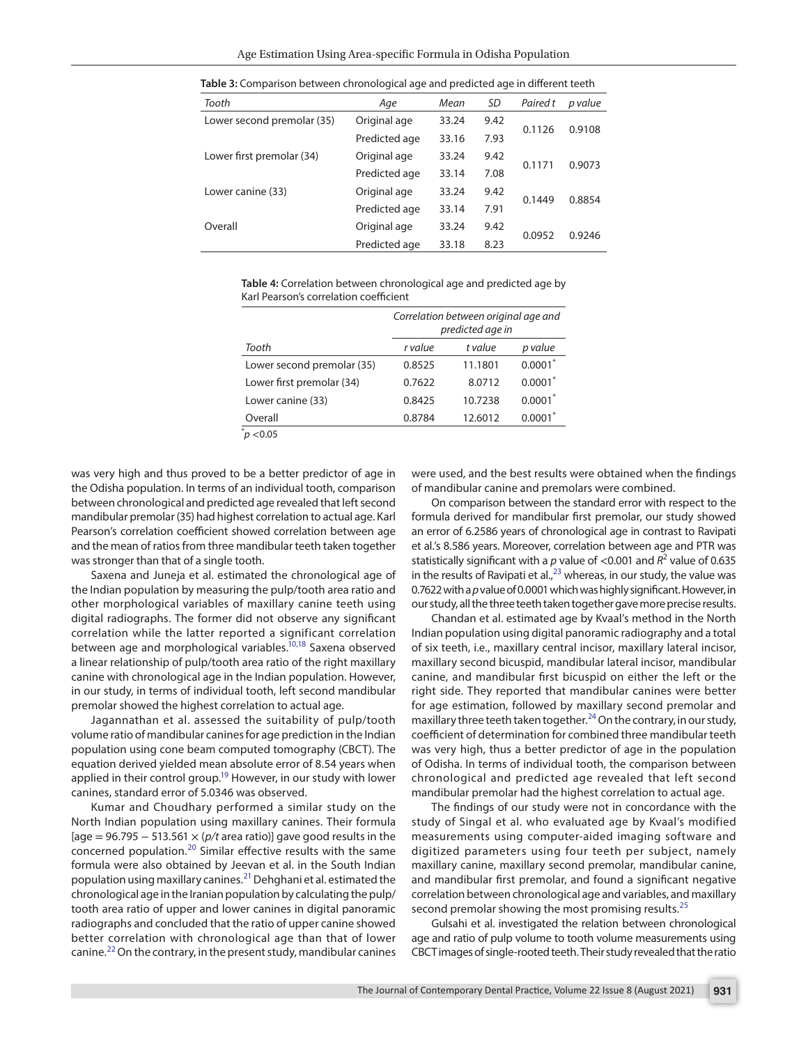**Table 3:** Comparison between chronological age and predicted age in different teeth

| Tooth | Age | Mean | SD | Paired t | p value |
|---|---|---|---|---|---|
| Lower second premolar (35) | Original age | 33.24 | 9.42 | 0.1126 | 0.9108 |
| | Predicted age | 33.16 | 7.93 | | |
| Lower first premolar (34) | Original age | 33.24 | 9.42 | 0.1171 | 0.9073 |
| | Predicted age | 33.14 | 7.08 | | |
| Lower canine (33) | Original age | 33.24 | 9.42 | 0.1449 | 0.8854 |
| | Predicted age | 33.14 | 7.91 | | |
| Overall | Original age | 33.24 | 9.42 | 0.0952 | 0.9246 |
| | Predicted age | 33.18 | 8.23 | | |

**Table 4:** Correlation between chronological age and predicted age by Karl Pearson's correlation coefficient

| | Correlation between original age and predicted age in | | |
|---|---|---|---|
| Tooth | r value | t value | p value |
| Lower second premolar (35) | 0.8525 | 11.1801 | 0.0001* |
| Lower first premolar (34) | 0.7622 | 8.0712 | 0.0001* |
| Lower canine (33) | 0.8425 | 10.7238 | 0.0001* |
| Overall | 0.8784 | 12.6012 | 0.0001* |

*$p < 0.05$

was very high and thus proved to be a better predictor of age in the Odisha population. In terms of an individual tooth, comparison between chronological and predicted age revealed that left second mandibular premolar (35) had highest correlation to actual age. Karl Pearson's correlation coefficient showed correlation between age and the mean of ratios from three mandibular teeth taken together was stronger than that of a single tooth.

Saxena and Juneja et al. estimated the chronological age of the Indian population by measuring the pulp/tooth area ratio and other morphological variables of maxillary canine teeth using digital radiographs. The former did not observe any significant correlation while the latter reported a significant correlation between age and morphological variables.[10,18] Saxena observed a linear relationship of pulp/tooth area ratio of the right maxillary canine with chronological age in the Indian population. However, in our study, in terms of individual tooth, left second mandibular premolar showed the highest correlation to actual age.

Jagannathan et al. assessed the suitability of pulp/tooth volume ratio of mandibular canines for age prediction in the Indian population using cone beam computed tomography (CBCT). The equation derived yielded mean absolute error of 8.54 years when applied in their control group.[19] However, in our study with lower canines, standard error of 5.0346 was observed.

Kumar and Choudhary performed a similar study on the North Indian population using maxillary canines. Their formula [age = 96.795 − 513.561 × (*p/t* area ratio)] gave good results in the concerned population.[20] Similar effective results with the same formula were also obtained by Jeevan et al. in the South Indian population using maxillary canines.[21] Dehghani et al. estimated the chronological age in the Iranian population by calculating the pulp/tooth area ratio of upper and lower canines in digital panoramic radiographs and concluded that the ratio of upper canine showed better correlation with chronological age than that of lower canine.[22] On the contrary, in the present study, mandibular canines were used, and the best results were obtained when the findings of mandibular canine and premolars were combined.

On comparison between the standard error with respect to the formula derived for mandibular first premolar, our study showed an error of 6.2586 years of chronological age in contrast to Ravipati et al.'s 8.586 years. Moreover, correlation between age and PTR was statistically significant with a *p* value of <0.001 and $R^2$ value of 0.635 in the results of Ravipati et al.,[23] whereas, in our study, the value was 0.7622 with a *p* value of 0.0001 which was highly significant. However, in our study, all the three teeth taken together gave more precise results.

Chandan et al. estimated age by Kvaal's method in the North Indian population using digital panoramic radiography and a total of six teeth, i.e., maxillary central incisor, maxillary lateral incisor, maxillary second bicuspid, mandibular lateral incisor, mandibular canine, and mandibular first bicuspid on either the left or the right side. They reported that mandibular canines were better for age estimation, followed by maxillary second premolar and maxillary three teeth taken together.[24] On the contrary, in our study, coefficient of determination for combined three mandibular teeth was very high, thus a better predictor of age in the population of Odisha. In terms of individual tooth, the comparison between chronological and predicted age revealed that left second mandibular premolar had the highest correlation to actual age.

The findings of our study were not in concordance with the study of Singal et al. who evaluated age by Kvaal's modified measurements using computer-aided imaging software and digitized parameters using four teeth per subject, namely maxillary canine, maxillary second premolar, mandibular canine, and mandibular first premolar, and found a significant negative correlation between chronological age and variables, and maxillary second premolar showing the most promising results.[25]

Gulsahi et al. investigated the relation between chronological age and ratio of pulp volume to tooth volume measurements using CBCT images of single-rooted teeth. Their study revealed that the ratio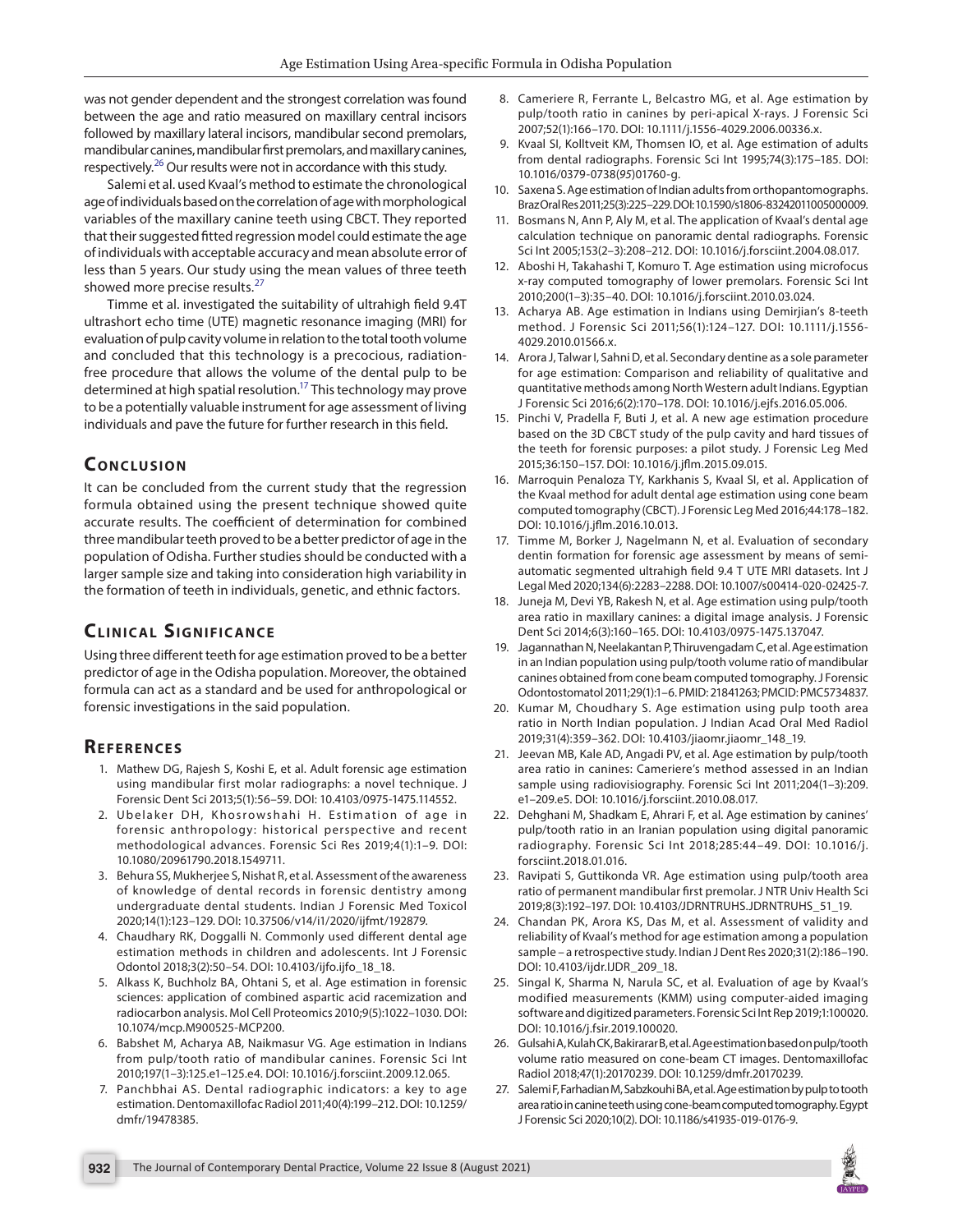was not gender dependent and the strongest correlation was found between the age and ratio measured on maxillary central incisors followed by maxillary lateral incisors, mandibular second premolars, mandibular canines, mandibular first premolars, and maxillary canines, respectively.[26] Our results were not in accordance with this study.

Salemi et al. used Kvaal's method to estimate the chronological age of individuals based on the correlation of age with morphological variables of the maxillary canine teeth using CBCT. They reported that their suggested fitted regression model could estimate the age of individuals with acceptable accuracy and mean absolute error of less than 5 years. Our study using the mean values of three teeth showed more precise results.[27]

Timme et al. investigated the suitability of ultrahigh field 9.4T ultrashort echo time (UTE) magnetic resonance imaging (MRI) for evaluation of pulp cavity volume in relation to the total tooth volume and concluded that this technology is a precocious, radiation-free procedure that allows the volume of the dental pulp to be determined at high spatial resolution.[17] This technology may prove to be a potentially valuable instrument for age assessment of living individuals and pave the future for further research in this field.

## Conclusion

It can be concluded from the current study that the regression formula obtained using the present technique showed quite accurate results. The coefficient of determination for combined three mandibular teeth proved to be a better predictor of age in the population of Odisha. Further studies should be conducted with a larger sample size and taking into consideration high variability in the formation of teeth in individuals, genetic, and ethnic factors.

## Clinical Significance

Using three different teeth for age estimation proved to be a better predictor of age in the Odisha population. Moreover, the obtained formula can act as a standard and be used for anthropological or forensic investigations in the said population.

## References

1. Mathew DG, Rajesh S, Koshi E, et al. Adult forensic age estimation using mandibular first molar radiographs: a novel technique. J Forensic Dent Sci 2013;5(1):56–59. DOI: 10.4103/0975-1475.114552.
2. Ubelaker DH, Khosrowshahi H. Estimation of age in forensic anthropology: historical perspective and recent methodological advances. Forensic Sci Res 2019;4(1):1–9. DOI: 10.1080/20961790.2018.1549711.
3. Behura SS, Mukherjee S, Nishat R, et al. Assessment of the awareness of knowledge of dental records in forensic dentistry among undergraduate dental students. Indian J Forensic Med Toxicol 2020;14(1):123–129. DOI: 10.37506/v14/i1/2020/ijfmt/192879.
4. Chaudhary RK, Doggalli N. Commonly used different dental age estimation methods in children and adolescents. Int J Forensic Odontol 2018;3(2):50–54. DOI: 10.4103/ijfo.ijfo_18_18.
5. Alkass K, Buchholz BA, Ohtani S, et al. Age estimation in forensic sciences: application of combined aspartic acid racemization and radiocarbon analysis. Mol Cell Proteomics 2010;9(5):1022–1030. DOI: 10.1074/mcp.M900525-MCP200.
6. Babshet M, Acharya AB, Naikmasur VG. Age estimation in Indians from pulp/tooth ratio of mandibular canines. Forensic Sci Int 2010;197(1–3):125.e1–125.e4. DOI: 10.1016/j.forsciint.2009.12.065.
7. Panchbhai AS. Dental radiographic indicators: a key to age estimation. Dentomaxillofac Radiol 2011;40(4):199–212. DOI: 10.1259/dmfr/19478385.
8. Cameriere R, Ferrante L, Belcastro MG, et al. Age estimation by pulp/tooth ratio in canines by peri-apical X-rays. J Forensic Sci 2007;52(1):166–170. DOI: 10.1111/j.1556-4029.2006.00336.x.
9. Kvaal SI, Kolltveit KM, Thomsen IO, et al. Age estimation of adults from dental radiographs. Forensic Sci Int 1995;74(3):175–185. DOI: 10.1016/0379-0738(95)01760-g.
10. Saxena S. Age estimation of Indian adults from orthopantomographs. Braz Oral Res 2011;25(3):225–229. DOI: 10.1590/s1806-83242011005000009.
11. Bosmans N, Ann P, Aly M, et al. The application of Kvaal's dental age calculation technique on panoramic dental radiographs. Forensic Sci Int 2005;153(2–3):208–212. DOI: 10.1016/j.forsciint.2004.08.017.
12. Aboshi H, Takahashi T, Komuro T. Age estimation using microfocus x-ray computed tomography of lower premolars. Forensic Sci Int 2010;200(1–3):35–40. DOI: 10.1016/j.forsciint.2010.03.024.
13. Acharya AB. Age estimation in Indians using Demirjian's 8-teeth method. J Forensic Sci 2011;56(1):124–127. DOI: 10.1111/j.1556-4029.2010.01566.x.
14. Arora J, Talwar I, Sahni D, et al. Secondary dentine as a sole parameter for age estimation: Comparison and reliability of qualitative and quantitative methods among North Western adult Indians. Egyptian J Forensic Sci 2016;6(2):170–178. DOI: 10.1016/j.ejfs.2016.05.006.
15. Pinchi V, Pradella F, Buti J, et al. A new age estimation procedure based on the 3D CBCT study of the pulp cavity and hard tissues of the teeth for forensic purposes: a pilot study. J Forensic Leg Med 2015;36:150–157. DOI: 10.1016/j.jflm.2015.09.015.
16. Marroquin Penaloza TY, Karkhanis S, Kvaal SI, et al. Application of the Kvaal method for adult dental age estimation using cone beam computed tomography (CBCT). J Forensic Leg Med 2016;44:178–182. DOI: 10.1016/j.jflm.2016.10.013.
17. Timme M, Borker J, Nagelmann N, et al. Evaluation of secondary dentin formation for forensic age assessment by means of semi-automatic segmented ultrahigh field 9.4 T UTE MRI datasets. Int J Legal Med 2020;134(6):2283–2288. DOI: 10.1007/s00414-020-02425-7.
18. Juneja M, Devi YB, Rakesh N, et al. Age estimation using pulp/tooth area ratio in maxillary canines: a digital image analysis. J Forensic Dent Sci 2014;6(3):160–165. DOI: 10.4103/0975-1475.137047.
19. Jagannathan N, Neelakantan P, Thiruvengadam C, et al. Age estimation in an Indian population using pulp/tooth volume ratio of mandibular canines obtained from cone beam computed tomography. J Forensic Odontostomatol 2011;29(1):1–6. PMID: 21841263; PMCID: PMC5734837.
20. Kumar M, Choudhary S. Age estimation using pulp tooth area ratio in North Indian population. J Indian Acad Oral Med Radiol 2019;31(4):359–362. DOI: 10.4103/jiaomr.jiaomr_148_19.
21. Jeevan MB, Kale AD, Angadi PV, et al. Age estimation by pulp/tooth area ratio in canines: Cameriere's method assessed in an Indian sample using radiovisiography. Forensic Sci Int 2011;204(1–3):209.e1–209.e5. DOI: 10.1016/j.forsciint.2010.08.017.
22. Dehghani M, Shadkam E, Ahrari F, et al. Age estimation by canines' pulp/tooth ratio in an Iranian population using digital panoramic radiography. Forensic Sci Int 2018;285:44–49. DOI: 10.1016/j.forsciint.2018.01.016.
23. Ravipati S, Guttikonda VR. Age estimation using pulp/tooth area ratio of permanent mandibular first premolar. J NTR Univ Health Sci 2019;8(3):192–197. DOI: 10.4103/JDRNTRUHS.JDRNTRUHS_51_19.
24. Chandan PK, Arora KS, Das M, et al. Assessment of validity and reliability of Kvaal's method for age estimation among a population sample – a retrospective study. Indian J Dent Res 2020;31(2):186–190. DOI: 10.4103/ijdr.IJDR_209_18.
25. Singal K, Sharma N, Narula SC, et al. Evaluation of age by Kvaal's modified measurements (KMM) using computer-aided imaging software and digitized parameters. Forensic Sci Int Rep 2019;1:100020. DOI: 10.1016/j.fsir.2019.100020.
26. Gulsahi A, Kulah CK, Bakirarar B, et al. Age estimation based on pulp/tooth volume ratio measured on cone-beam CT images. Dentomaxillofac Radiol 2018;47(1):20170239. DOI: 10.1259/dmfr.20170239.
27. Salemi F, Farhadian M, Sabzkouhi BA, et al. Age estimation by pulp to tooth area ratio in canine teeth using cone-beam computed tomography. Egypt J Forensic Sci 2020;10(2). DOI: 10.1186/s41935-019-0176-9.